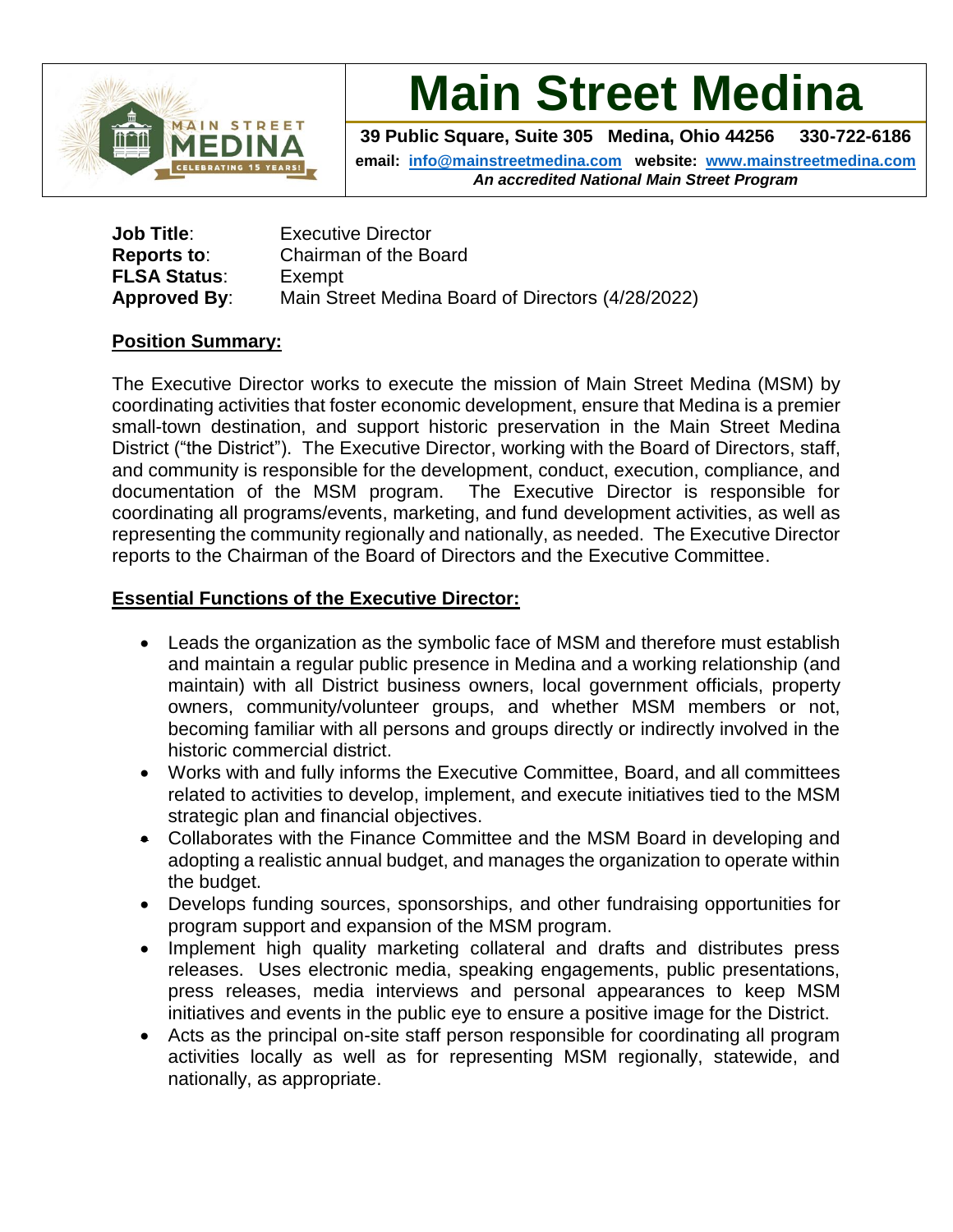# Main Street Medina

**39 Public Square, Suite 305 Medina, Ohio 44256 330-722-6186**

**email: info@mainstreetmedina.com website: www.mainstreetmedina.com**

***An accredited National Main Street Program***

**Job Title**: Executive Director
**Reports to**: Chairman of the Board
**FLSA Status**: Exempt
**Approved By**: Main Street Medina Board of Directors (4/28/2022)

## Position Summary:

The Executive Director works to execute the mission of Main Street Medina (MSM) by coordinating activities that foster economic development, ensure that Medina is a premier small-town destination, and support historic preservation in the Main Street Medina District ("the District"). The Executive Director, working with the Board of Directors, staff, and community is responsible for the development, conduct, execution, compliance, and documentation of the MSM program. The Executive Director is responsible for coordinating all programs/events, marketing, and fund development activities, as well as representing the community regionally and nationally, as needed. The Executive Director reports to the Chairman of the Board of Directors and the Executive Committee.

## Essential Functions of the Executive Director:

- Leads the organization as the symbolic face of MSM and therefore must establish and maintain a regular public presence in Medina and a working relationship (and maintain) with all District business owners, local government officials, property owners, community/volunteer groups, and whether MSM members or not, becoming familiar with all persons and groups directly or indirectly involved in the historic commercial district.
- Works with and fully informs the Executive Committee, Board, and all committees related to activities to develop, implement, and execute initiatives tied to the MSM strategic plan and financial objectives.
- Collaborates with the Finance Committee and the MSM Board in developing and adopting a realistic annual budget, and manages the organization to operate within the budget.
- Develops funding sources, sponsorships, and other fundraising opportunities for program support and expansion of the MSM program.
- Implement high quality marketing collateral and drafts and distributes press releases. Uses electronic media, speaking engagements, public presentations, press releases, media interviews and personal appearances to keep MSM initiatives and events in the public eye to ensure a positive image for the District.
- Acts as the principal on-site staff person responsible for coordinating all program activities locally as well as for representing MSM regionally, statewide, and nationally, as appropriate.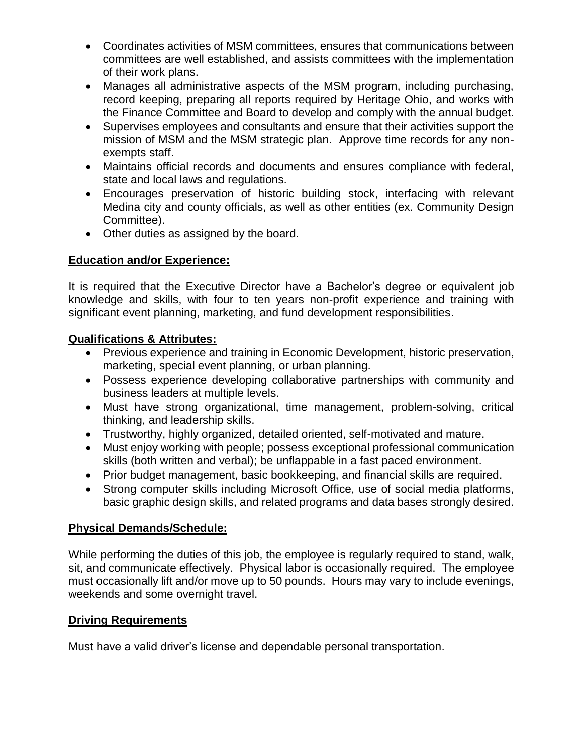- Coordinates activities of MSM committees, ensures that communications between committees are well established, and assists committees with the implementation of their work plans.
- Manages all administrative aspects of the MSM program, including purchasing, record keeping, preparing all reports required by Heritage Ohio, and works with the Finance Committee and Board to develop and comply with the annual budget.
- Supervises employees and consultants and ensure that their activities support the mission of MSM and the MSM strategic plan. Approve time records for any non-exempts staff.
- Maintains official records and documents and ensures compliance with federal, state and local laws and regulations.
- Encourages preservation of historic building stock, interfacing with relevant Medina city and county officials, as well as other entities (ex. Community Design Committee).
- Other duties as assigned by the board.

**Education and/or Experience:**

It is required that the Executive Director have a Bachelor's degree or equivalent job knowledge and skills, with four to ten years non-profit experience and training with significant event planning, marketing, and fund development responsibilities.

**Qualifications & Attributes:**

- Previous experience and training in Economic Development, historic preservation, marketing, special event planning, or urban planning.
- Possess experience developing collaborative partnerships with community and business leaders at multiple levels.
- Must have strong organizational, time management, problem-solving, critical thinking, and leadership skills.
- Trustworthy, highly organized, detailed oriented, self-motivated and mature.
- Must enjoy working with people; possess exceptional professional communication skills (both written and verbal); be unflappable in a fast paced environment.
- Prior budget management, basic bookkeeping, and financial skills are required.
- Strong computer skills including Microsoft Office, use of social media platforms, basic graphic design skills, and related programs and data bases strongly desired.

**Physical Demands/Schedule:**

While performing the duties of this job, the employee is regularly required to stand, walk, sit, and communicate effectively. Physical labor is occasionally required. The employee must occasionally lift and/or move up to 50 pounds. Hours may vary to include evenings, weekends and some overnight travel.

**Driving Requirements**

Must have a valid driver's license and dependable personal transportation.